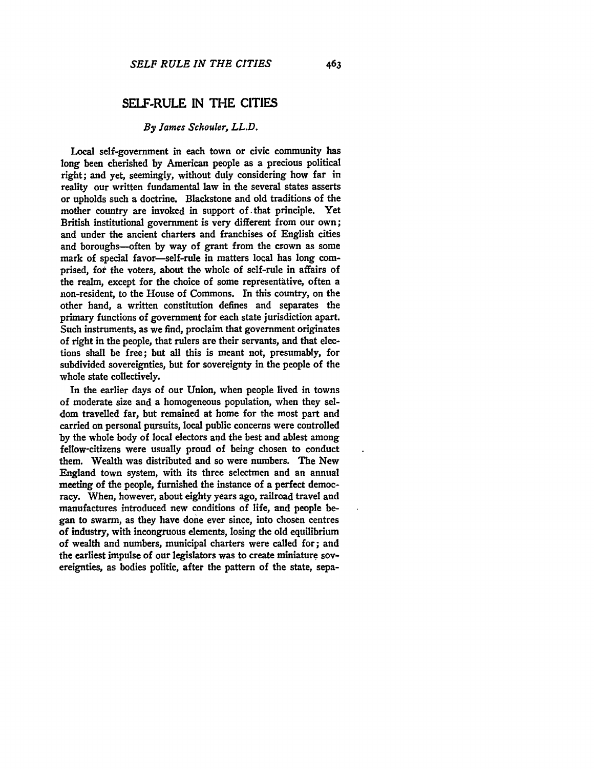# SELF-RULE IN THE CITIES

*By James Schouler, LL.D.*

Local self-government in each town or civic community has long been cherished by American people as a precious political right; and yet, seemingly, without duly considering how far in reality our written fundamental law in the several states asserts or upholds such a doctrine. Blackstone and old traditions of the mother country are invoked in support of that principle. Yet British institutional government is very different from our own; and under the ancient charters and franchises of English cities and boroughs—often by way of grant from the crown as some mark of special favor—self-rule in matters local has long comprised, for the voters, about the whole of self-rule in affairs of the realm, except for the choice of some representative, often a non-resident, to the House of Commons. In this country, on the other hand, a written constitution defines and separates the primary functions of government for each state jurisdiction apart. Such instruments, as we find, proclaim that government originates of right in the people, that rulers are their servants, and that elections shall be free; but all this is meant not, presumably, for subdivided sovereignties, but for sovereignty in the people of the whole state collectively.

In the earlier days of our Union, when people lived in towns of moderate size and a homogeneous population, when they seldom travelled far, but remained at home for the most part and carried on personal pursuits, local public concerns were controlled by the whole body of local electors and the best and ablest among fellow-citizens were usually proud of being chosen to conduct them. Wealth was distributed and so were numbers. The New England town system, with its three selectmen and an annual meeting of the people, furnished the instance of a perfect democracy. When, however, about eighty years ago, railroad travel and manufactures introduced new conditions of life, and people began to swarm, as they have done ever since, into chosen centres of industry, with incongruous elements, losing the old equilibrium of wealth and numbers, municipal charters were called for; and the earliest impulse of our legislators was to create miniature sovereignties, as bodies politic, after the pattern of the state, sepa-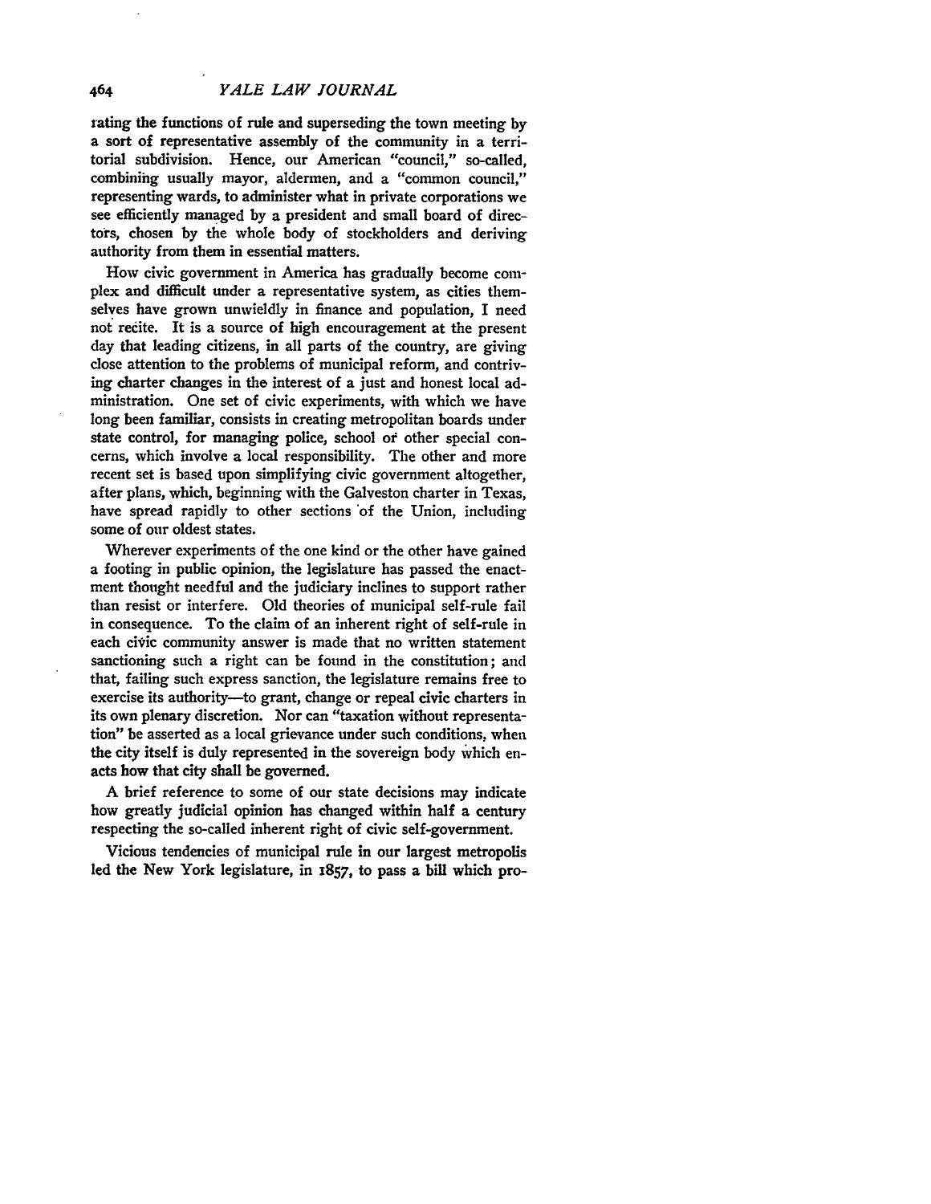rating the functions of rule and superseding the town meeting by a sort of representative assembly of the community in a territorial subdivision. Hence, our American "council," so-called, combining usually mayor, aldermen, and a "common council," representing wards, to administer what in private corporations we see efficiently managed by a president and small board of directors, chosen by the whole body of stockholders and deriving authority from them in essential matters.

How civic government in America has gradually become complex and difficult under a representative system, as cities themselves have grown unwieldly in finance and population, I need not recite. It is a source of high encouragement at the present day that leading citizens, in all parts of the country, are giving close attention to the problems of municipal reform, and contriving charter changes in the interest of a just and honest local administration. One set of civic experiments, with which we have long been familiar, consists in creating metropolitan boards under state control, for managing police, school or other special concerns, which involve a local responsibility. The other and more recent set is based upon simplifying civic government altogether, after plans, which, beginning with the Galveston charter in Texas, have spread rapidly to other sections of the Union, including some of our oldest states.

Wherever experiments of the one kind or the other have gained a footing in public opinion, the legislature has passed the enactment thought needful and the judiciary inclines to support rather than resist or interfere. Old theories of municipal self-rule fail in consequence. To the claim of an inherent right of self-rule in each civic community answer is made that no written statement sanctioning such a right can be found in the constitution; and that, failing such express sanction, the legislature remains free to exercise its authority—to grant, change or repeal civic charters in its own plenary discretion. Nor can "taxation without representation" be asserted as a local grievance under such conditions, when the city itself is duly represented in the sovereign body which enacts how that city shall be governed.

A brief reference to some of our state decisions may indicate how greatly judicial opinion has changed within half a century respecting the so-called inherent right of civic self-government.

Vicious tendencies of municipal rule in our largest metropolis led the New York legislature, in 1857, to pass a bill which pro-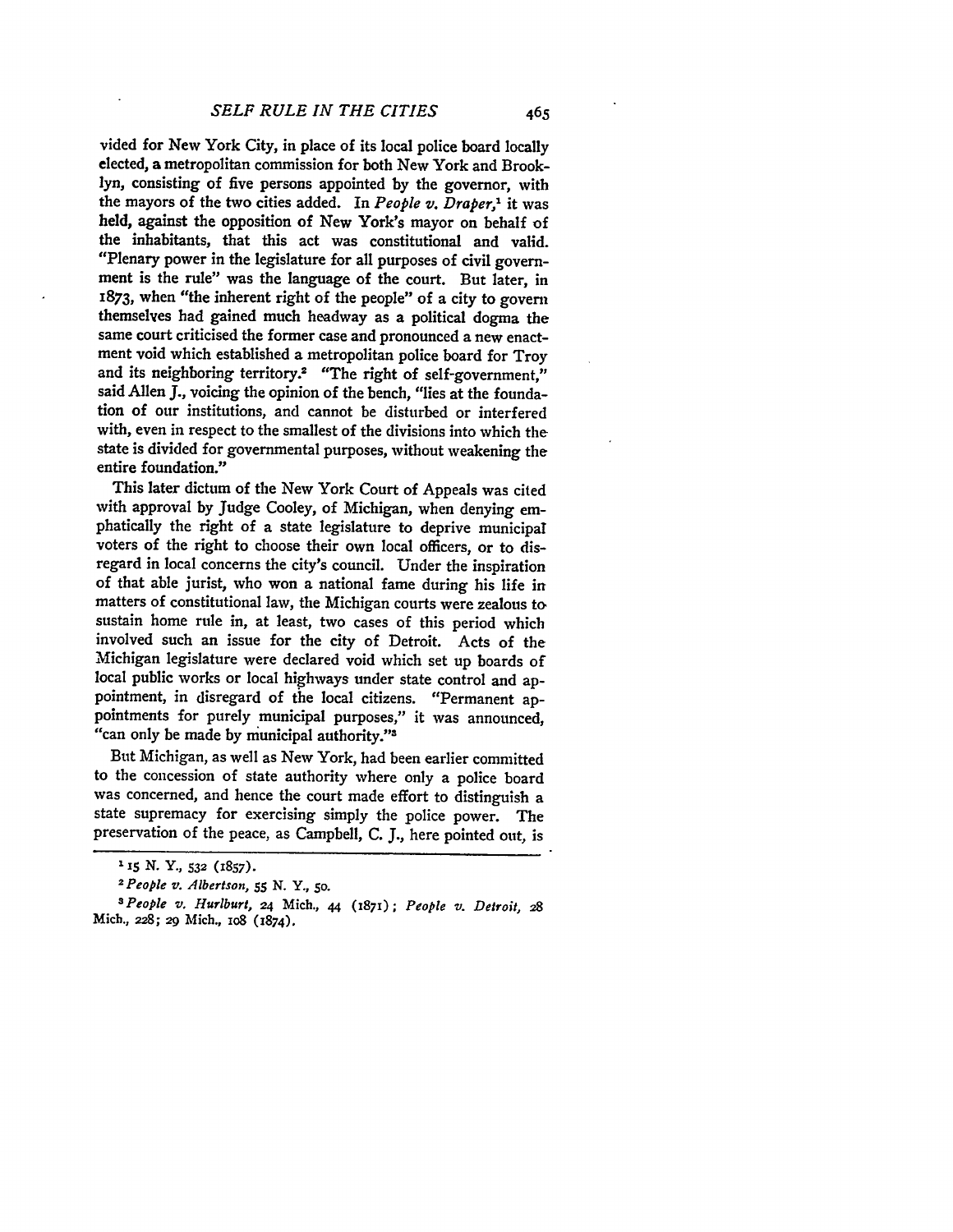vided for New York City, in place of its local police board locally elected, a metropolitan commission for both New York and Brooklyn, consisting of five persons appointed by the governor, with the mayors of the two cities added. In *People v. Draper*,[1] it was held, against the opposition of New York's mayor on behalf of the inhabitants, that this act was constitutional and valid. "Plenary power in the legislature for all purposes of civil government is the rule" was the language of the court. But later, in 1873, when "the inherent right of the people" of a city to govern themselves had gained much headway as a political dogma the same court criticised the former case and pronounced a new enactment void which established a metropolitan police board for Troy and its neighboring territory.[2] "The right of self-government," said Allen J., voicing the opinion of the bench, "lies at the foundation of our institutions, and cannot be disturbed or interfered with, even in respect to the smallest of the divisions into which the state is divided for governmental purposes, without weakening the entire foundation."

This later dictum of the New York Court of Appeals was cited with approval by Judge Cooley, of Michigan, when denying emphatically the right of a state legislature to deprive municipal voters of the right to choose their own local officers, or to disregard in local concerns the city's council. Under the inspiration of that able jurist, who won a national fame during his life in matters of constitutional law, the Michigan courts were zealous to sustain home rule in, at least, two cases of this period which involved such an issue for the city of Detroit. Acts of the Michigan legislature were declared void which set up boards of local public works or local highways under state control and appointment, in disregard of the local citizens. "Permanent appointments for purely municipal purposes," it was announced, "can only be made by municipal authority."[3]

But Michigan, as well as New York, had been earlier committed to the concession of state authority where only a police board was concerned, and hence the court made effort to distinguish a state supremacy for exercising simply the police power. The preservation of the peace, as Campbell, C. J., here pointed out, is

---

[1] 15 N. Y., 532 (1857).

[2] *People v. Albertson*, 55 N. Y., 50.

[3] *People v. Hurlburt*, 24 Mich., 44 (1871); *People v. Detroit*, 28 Mich., 228; 29 Mich., 108 (1874).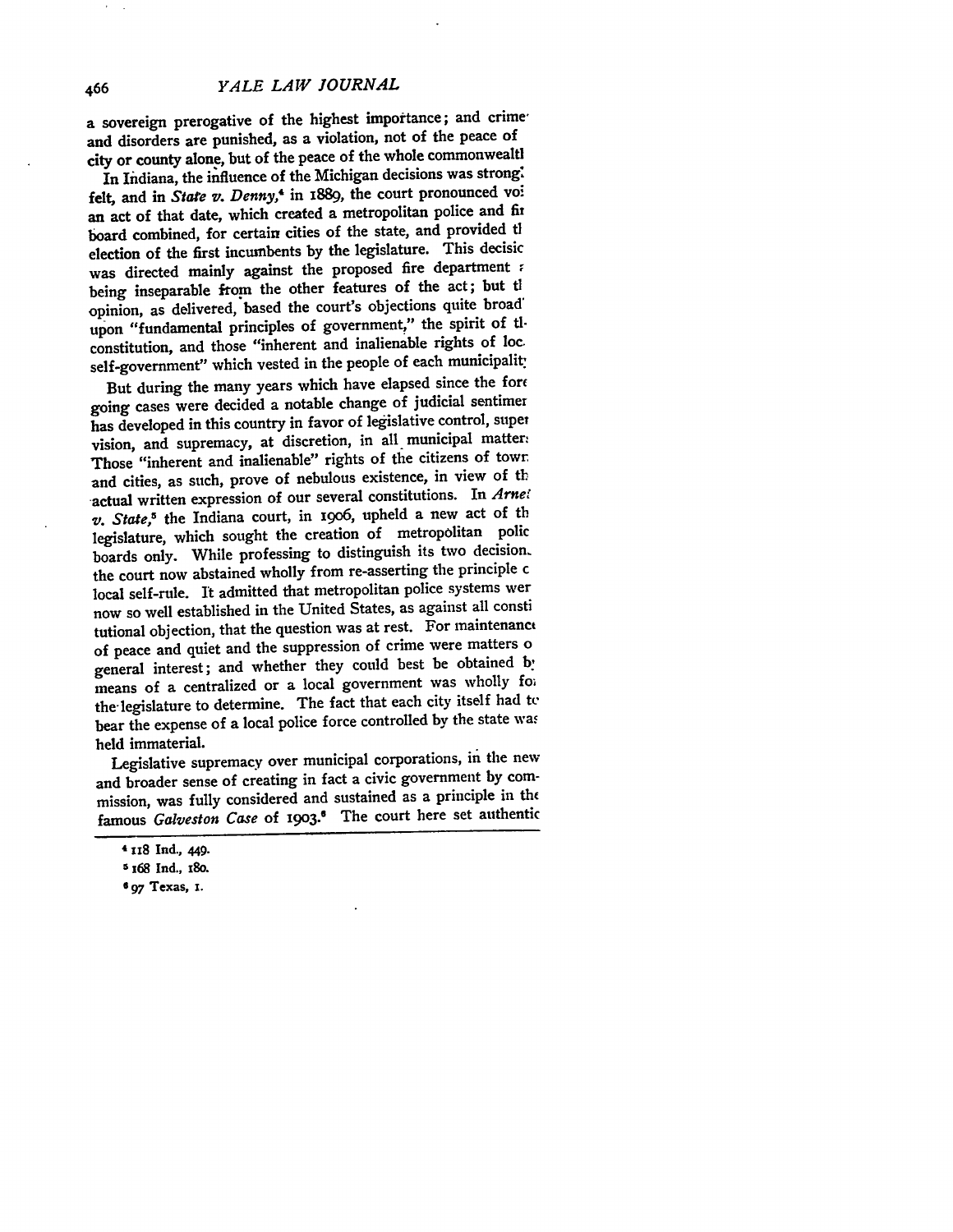a sovereign prerogative of the highest importance; and crime and disorders are punished, as a violation, not of the peace of city or county alone, but of the peace of the whole commonwealth.

In Indiana, the influence of the Michigan decisions was strongly felt, and in *State v. Denny*,[4] in 1889, the court pronounced void an act of that date, which created a metropolitan police and fire board combined, for certain cities of the state, and provided the election of the first incumbents by the legislature. This decision was directed mainly against the proposed fire department as being inseparable from the other features of the act; but the opinion, as delivered, based the court's objections quite broadly upon "fundamental principles of government," the spirit of the constitution, and those "inherent and inalienable rights of local self-government" which vested in the people of each municipality.

But during the many years which have elapsed since the foregoing cases were decided a notable change of judicial sentiment has developed in this country in favor of legislative control, supervision, and supremacy, at discretion, in all municipal matters. Those "inherent and inalienable" rights of the citizens of towns and cities, as such, prove of nebulous existence, in view of the actual written expression of our several constitutions. In *Arnett v. State*,[5] the Indiana court, in 1906, upheld a new act of the legislature, which sought the creation of metropolitan police boards only. While professing to distinguish its two decisions, the court now abstained wholly from re-asserting the principle of local self-rule. It admitted that metropolitan police systems were now so well established in the United States, as against all constitutional objection, that the question was at rest. For maintenance of peace and quiet and the suppression of crime were matters of general interest; and whether they could best be obtained by means of a centralized or a local government was wholly for the legislature to determine. The fact that each city itself had to bear the expense of a local police force controlled by the state was held immaterial.

Legislative supremacy over municipal corporations, in the new and broader sense of creating in fact a civic government by commission, was fully considered and sustained as a principle in the famous *Galveston Case* of 1903.[6] The court here set authentic

---

[4] 118 Ind., 449.

[5] 168 Ind., 180.

[6] 97 Texas, 1.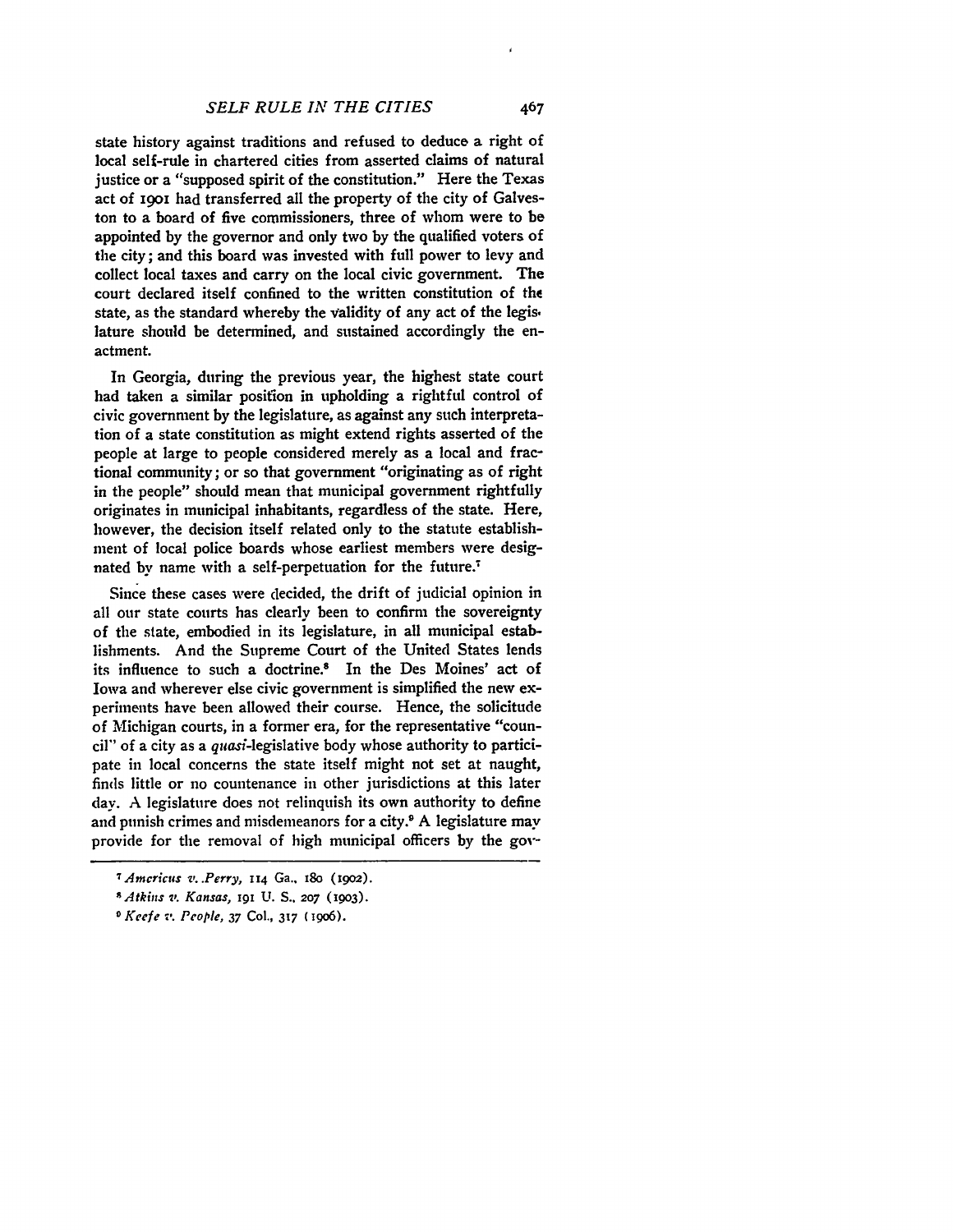state history against traditions and refused to deduce a right of local self-rule in chartered cities from asserted claims of natural justice or a "supposed spirit of the constitution." Here the Texas act of 1901 had transferred all the property of the city of Galveston to a board of five commissioners, three of whom were to be appointed by the governor and only two by the qualified voters of the city; and this board was invested with full power to levy and collect local taxes and carry on the local civic government. The court declared itself confined to the written constitution of the state, as the standard whereby the validity of any act of the legislature should be determined, and sustained accordingly the enactment.

In Georgia, during the previous year, the highest state court had taken a similar position in upholding a rightful control of civic government by the legislature, as against any such interpretation of a state constitution as might extend rights asserted of the people at large to people considered merely as a local and fractional community; or so that government "originating as of right in the people" should mean that municipal government rightfully originates in municipal inhabitants, regardless of the state. Here, however, the decision itself related only to the statute establishment of local police boards whose earliest members were designated by name with a self-perpetuation for the future.[7]

Since these cases were decided, the drift of judicial opinion in all our state courts has clearly been to confirm the sovereignty of the state, embodied in its legislature, in all municipal establishments. And the Supreme Court of the United States lends its influence to such a doctrine.[8] In the Des Moines' act of Iowa and wherever else civic government is simplified the new experiments have been allowed their course. Hence, the solicitude of Michigan courts, in a former era, for the representative "council" of a city as a *quasi*-legislative body whose authority to participate in local concerns the state itself might not set at naught, finds little or no countenance in other jurisdictions at this later day. A legislature does not relinquish its own authority to define and punish crimes and misdemeanors for a city.[9] A legislature may provide for the removal of high municipal officers by the gov-

---

[7] *Americus v. Perry*, 114 Ga., 180 (1902).

[8] *Atkins v. Kansas*, 191 U. S., 207 (1903).

[9] *Keefe v. People*, 37 Col., 317 (1906).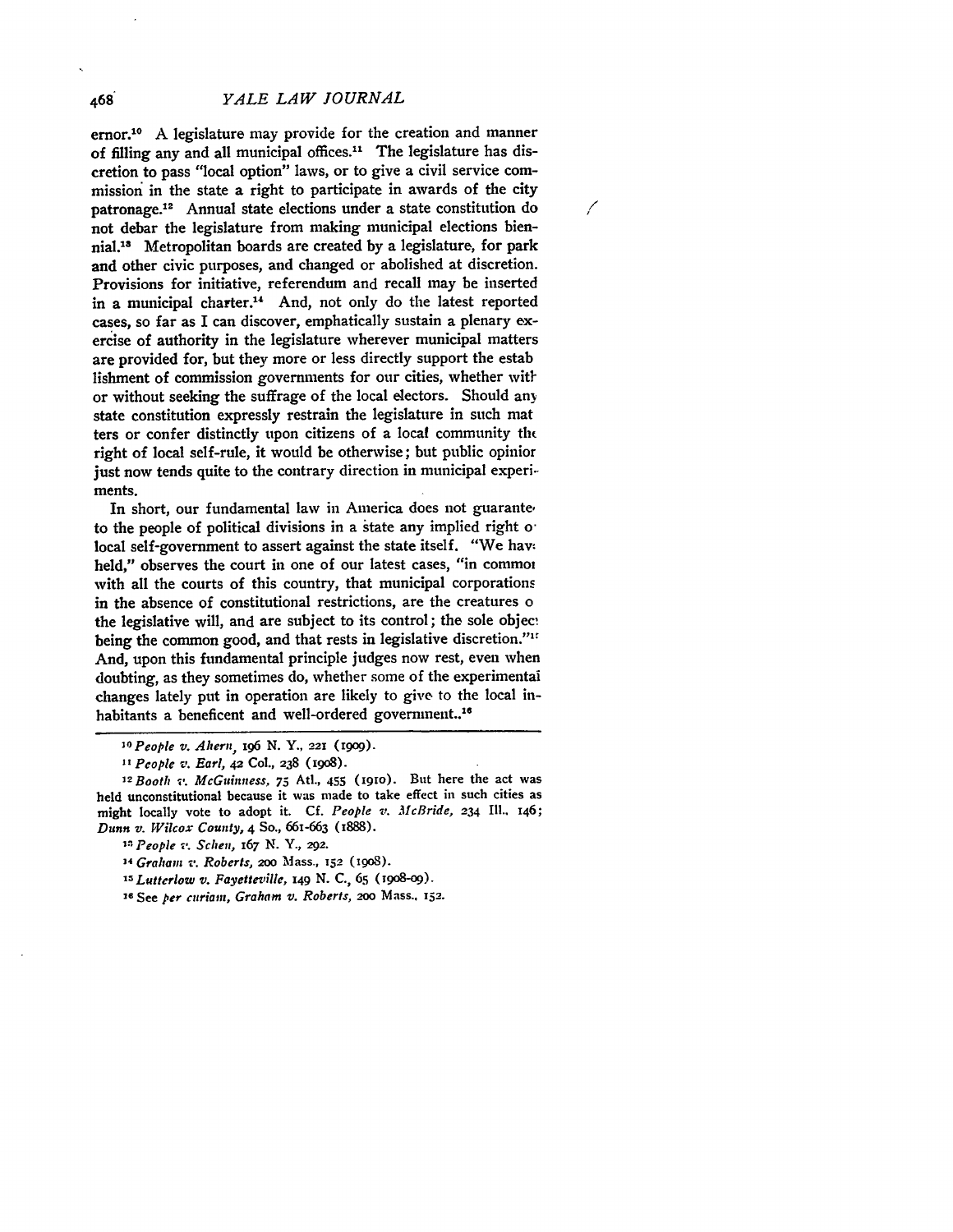ernor.[10] A legislature may provide for the creation and manner of filling any and all municipal offices.[11] The legislature has discretion to pass "local option" laws, or to give a civil service commission in the state a right to participate in awards of the city patronage.[12] Annual state elections under a state constitution do not debar the legislature from making municipal elections biennial.[13] Metropolitan boards are created by a legislature, for park and other civic purposes, and changed or abolished at discretion. Provisions for initiative, referendum and recall may be inserted in a municipal charter.[14] And, not only do the latest reported cases, so far as I can discover, emphatically sustain a plenary exercise of authority in the legislature wherever municipal matters are provided for, but they more or less directly support the establishment of commission governments for our cities, whether with or without seeking the suffrage of the local electors. Should any state constitution expressly restrain the legislature in such matters or confer distinctly upon citizens of a local community the right of local self-rule, it would be otherwise; but public opinion just now tends quite to the contrary direction in municipal experiments.

In short, our fundamental law in America does not guarantee to the people of political divisions in a state any implied right of local self-government to assert against the state itself. "We have held," observes the court in one of our latest cases, "in common with all the courts of this country, that municipal corporations in the absence of constitutional restrictions, are the creatures of the legislative will, and are subject to its control; the sole object being the common good, and that rests in legislative discretion."[15] And, upon this fundamental principle judges now rest, even when doubting, as they sometimes do, whether some of the experimental changes lately put in operation are likely to give to the local inhabitants a beneficent and well-ordered government.[16]

---

[10] *People v. Ahern*, 196 N. Y., 221 (1909).

[11] *People v. Earl*, 42 Col., 238 (1908).

[12] *Booth v. McGuinness*, 75 Atl., 455 (1910). But here the act was held unconstitutional because it was made to take effect in such cities as might locally vote to adopt it. Cf. *People v. McBride*, 234 Ill., 146; *Dunn v. Wilcox County*, 4 So., 661-663 (1888).

[13] *People v. Schen*, 167 N. Y., 292.

[14] *Graham v. Roberts*, 200 Mass., 152 (1908).

[15] *Lutterlow v. Fayetteville*, 149 N. C., 65 (1908-09).

[16] See *per curiam*, *Graham v. Roberts*, 200 Mass., 152.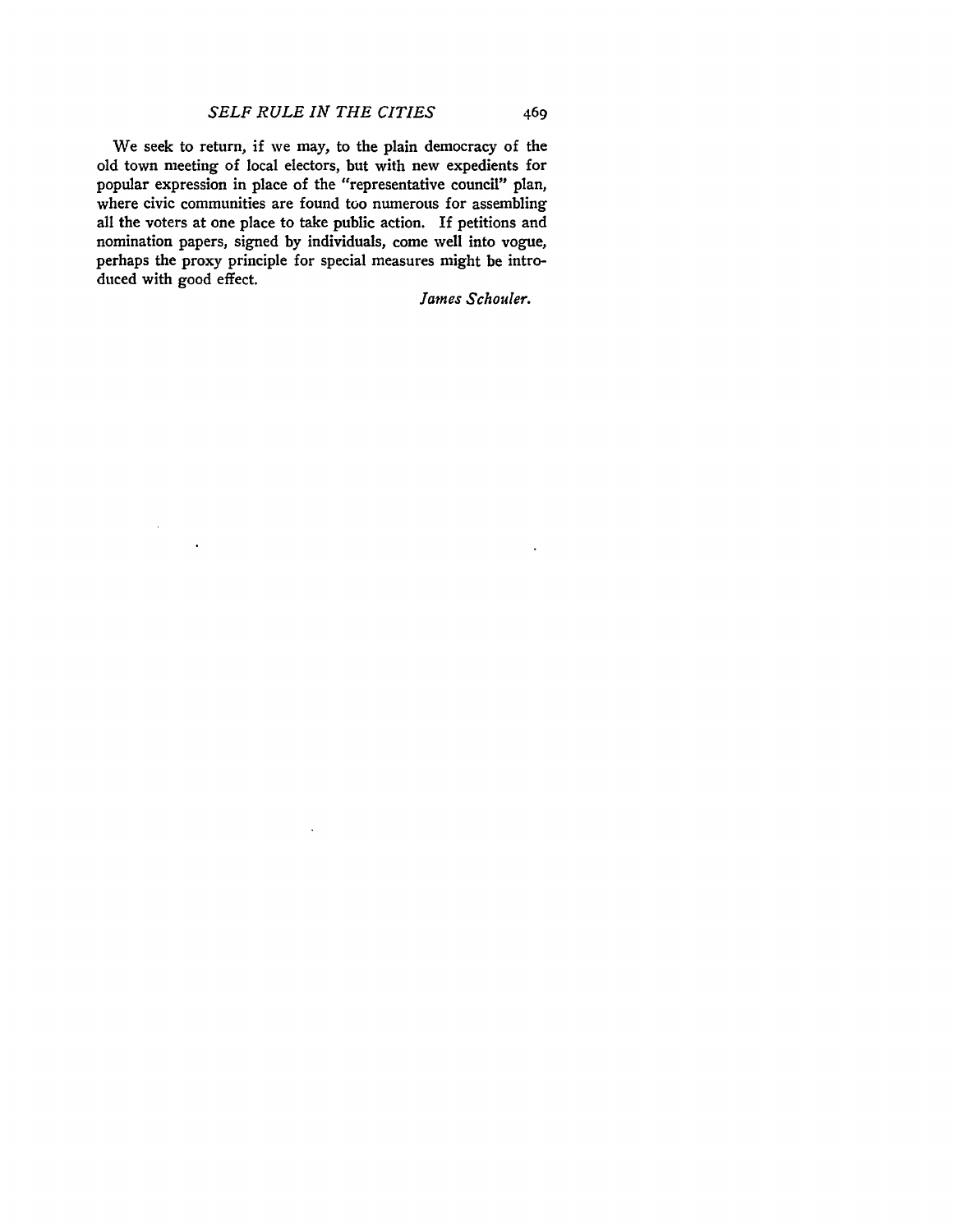We seek to return, if we may, to the plain democracy of the old town meeting of local electors, but with new expedients for popular expression in place of the "representative council" plan, where civic communities are found too numerous for assembling all the voters at one place to take public action. If petitions and nomination papers, signed by individuals, come well into vogue, perhaps the proxy principle for special measures might be introduced with good effect.

*James Schouler.*